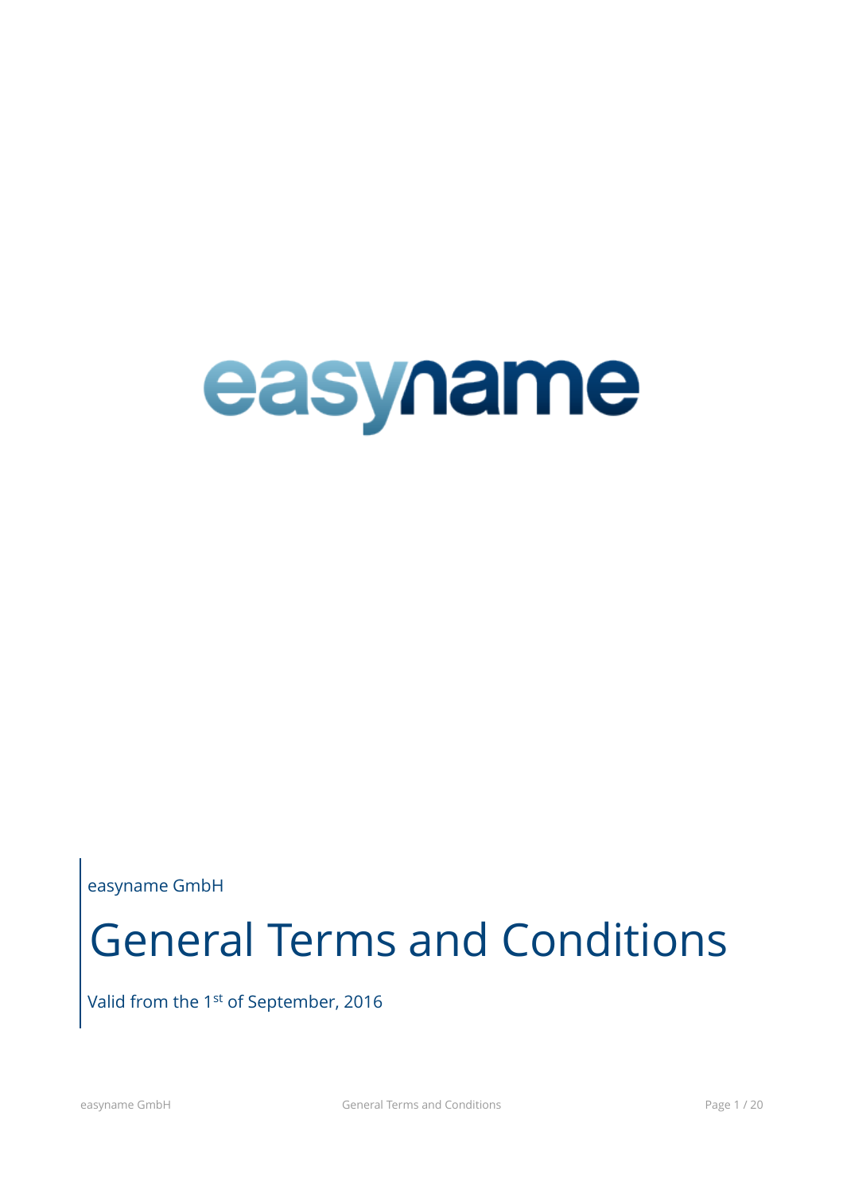easyname

easyname GmbH

# General Terms and Conditions

Valid from the 1st of September, 2016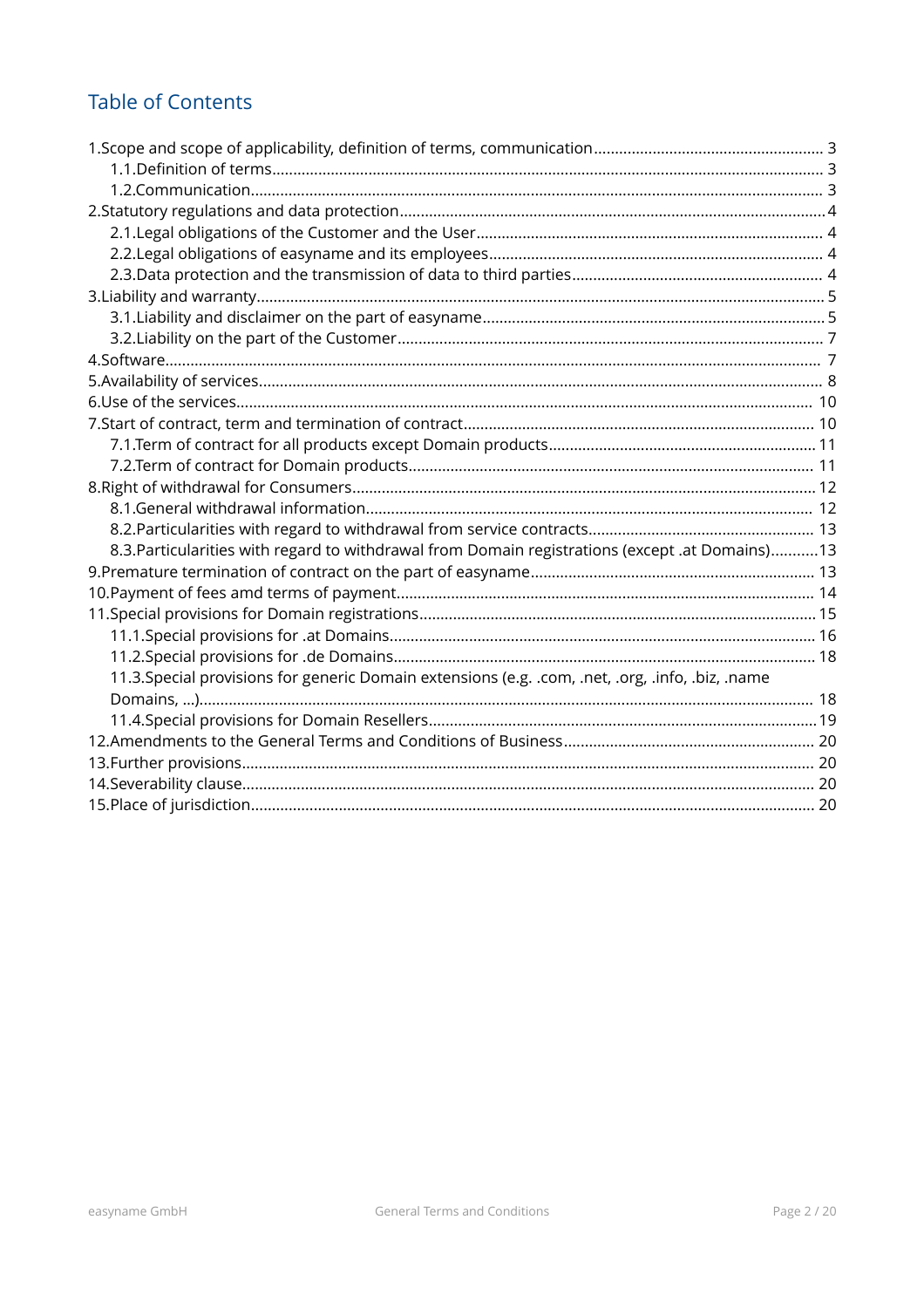## Table of Contents

- 1.Scope and scope of applicability, definition of terms, communication ..... 3
  - 1.1.Definition of terms ..... 3
  - 1.2.Communication ..... 3
- 2.Statutory regulations and data protection ..... 4
  - 2.1.Legal obligations of the Customer and the User ..... 4
  - 2.2.Legal obligations of easyname and its employees ..... 4
  - 2.3.Data protection and the transmission of data to third parties ..... 4
- 3.Liability and warranty ..... 5
  - 3.1.Liability and disclaimer on the part of easyname ..... 5
  - 3.2.Liability on the part of the Customer ..... 7
- 4.Software ..... 7
- 5.Availability of services ..... 8
- 6.Use of the services ..... 10
- 7.Start of contract, term and termination of contract ..... 10
  - 7.1.Term of contract for all products except Domain products ..... 11
  - 7.2.Term of contract for Domain products ..... 11
- 8.Right of withdrawal for Consumers ..... 12
  - 8.1.General withdrawal information ..... 12
  - 8.2.Particularities with regard to withdrawal from service contracts ..... 13
  - 8.3.Particularities with regard to withdrawal from Domain registrations (except .at Domains) ..... 13
- 9.Premature termination of contract on the part of easyname ..... 13
- 10.Payment of fees amd terms of payment ..... 14
- 11.Special provisions for Domain registrations ..... 15
  - 11.1.Special provisions for .at Domains ..... 16
  - 11.2.Special provisions for .de Domains ..... 18
  - 11.3.Special provisions for generic Domain extensions (e.g. .com, .net, .org, .info, .biz, .name Domains, ...) ..... 18
  - 11.4.Special provisions for Domain Resellers ..... 19
- 12.Amendments to the General Terms and Conditions of Business ..... 20
- 13.Further provisions ..... 20
- 14.Severability clause ..... 20
- 15.Place of jurisdiction ..... 20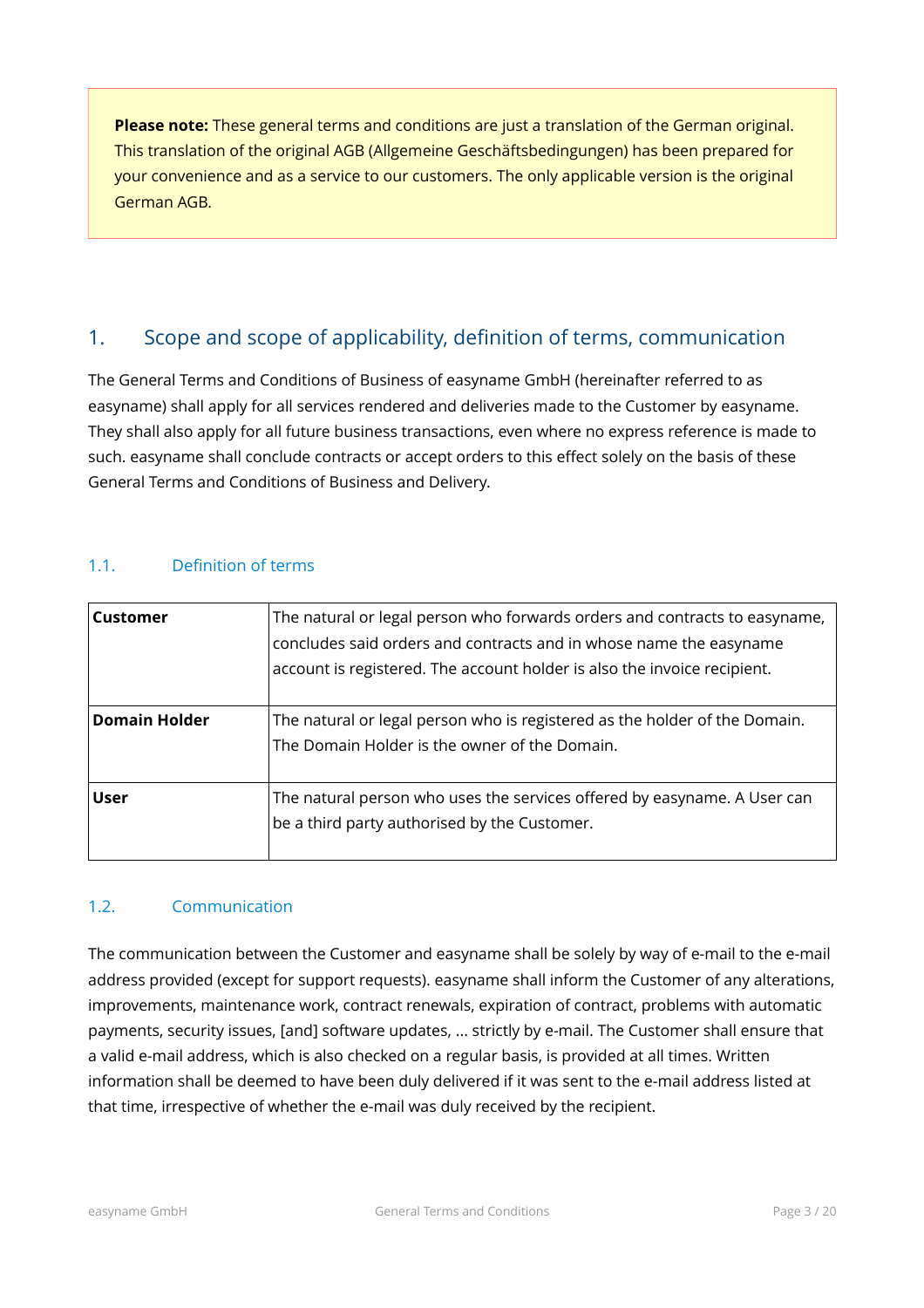**Please note:** These general terms and conditions are just a translation of the German original. This translation of the original AGB (Allgemeine Geschäftsbedingungen) has been prepared for your convenience and as a service to our customers. The only applicable version is the original German AGB.

## 1. Scope and scope of applicability, definition of terms, communication

The General Terms and Conditions of Business of easyname GmbH (hereinafter referred to as easyname) shall apply for all services rendered and deliveries made to the Customer by easyname. They shall also apply for all future business transactions, even where no express reference is made to such. easyname shall conclude contracts or accept orders to this effect solely on the basis of these General Terms and Conditions of Business and Delivery.

### 1.1. Definition of terms

| | |
|---|---|
| **Customer** | The natural or legal person who forwards orders and contracts to easyname, concludes said orders and contracts and in whose name the easyname account is registered. The account holder is also the invoice recipient. |
| **Domain Holder** | The natural or legal person who is registered as the holder of the Domain. The Domain Holder is the owner of the Domain. |
| **User** | The natural person who uses the services offered by easyname. A User can be a third party authorised by the Customer. |

### 1.2. Communication

The communication between the Customer and easyname shall be solely by way of e-mail to the e-mail address provided (except for support requests). easyname shall inform the Customer of any alterations, improvements, maintenance work, contract renewals, expiration of contract, problems with automatic payments, security issues, [and] software updates, ... strictly by e-mail. The Customer shall ensure that a valid e-mail address, which is also checked on a regular basis, is provided at all times. Written information shall be deemed to have been duly delivered if it was sent to the e-mail address listed at that time, irrespective of whether the e-mail was duly received by the recipient.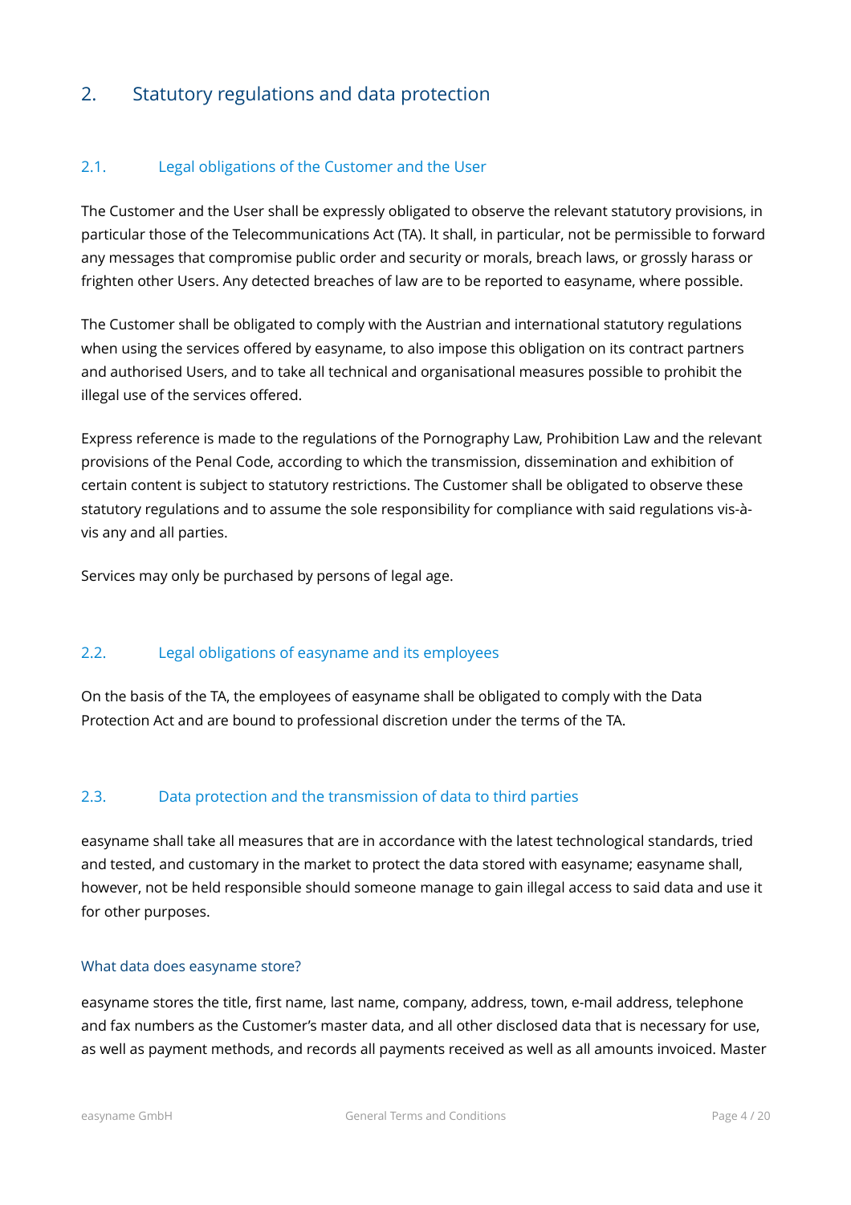## 2. Statutory regulations and data protection

### 2.1. Legal obligations of the Customer and the User

The Customer and the User shall be expressly obligated to observe the relevant statutory provisions, in particular those of the Telecommunications Act (TA). It shall, in particular, not be permissible to forward any messages that compromise public order and security or morals, breach laws, or grossly harass or frighten other Users. Any detected breaches of law are to be reported to easyname, where possible.

The Customer shall be obligated to comply with the Austrian and international statutory regulations when using the services offered by easyname, to also impose this obligation on its contract partners and authorised Users, and to take all technical and organisational measures possible to prohibit the illegal use of the services offered.

Express reference is made to the regulations of the Pornography Law, Prohibition Law and the relevant provisions of the Penal Code, according to which the transmission, dissemination and exhibition of certain content is subject to statutory restrictions. The Customer shall be obligated to observe these statutory regulations and to assume the sole responsibility for compliance with said regulations vis-à-vis any and all parties.

Services may only be purchased by persons of legal age.

### 2.2. Legal obligations of easyname and its employees

On the basis of the TA, the employees of easyname shall be obligated to comply with the Data Protection Act and are bound to professional discretion under the terms of the TA.

### 2.3. Data protection and the transmission of data to third parties

easyname shall take all measures that are in accordance with the latest technological standards, tried and tested, and customary in the market to protect the data stored with easyname; easyname shall, however, not be held responsible should someone manage to gain illegal access to said data and use it for other purposes.

#### What data does easyname store?

easyname stores the title, first name, last name, company, address, town, e-mail address, telephone and fax numbers as the Customer's master data, and all other disclosed data that is necessary for use, as well as payment methods, and records all payments received as well as all amounts invoiced. Master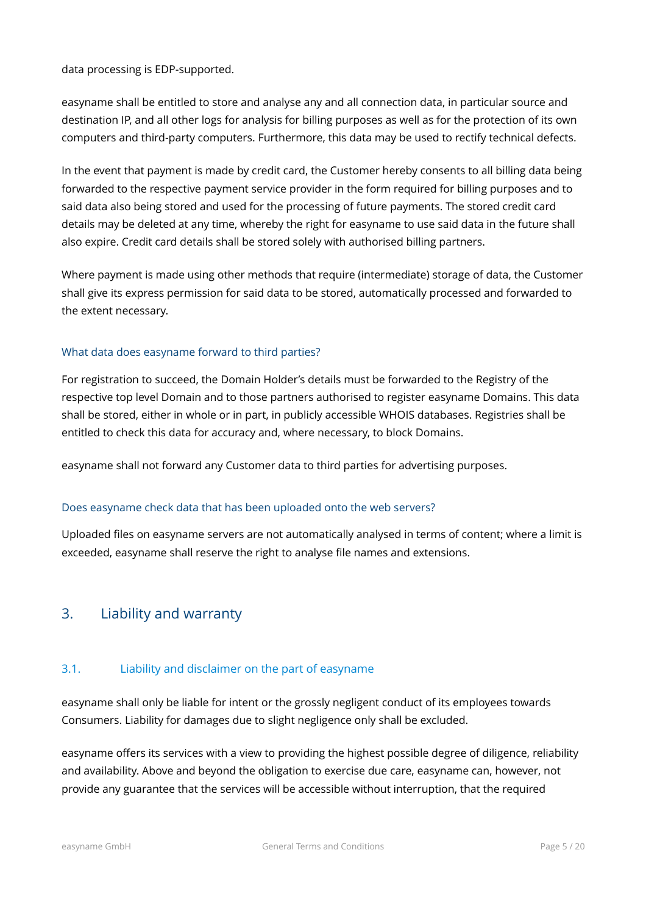data processing is EDP-supported.

easyname shall be entitled to store and analyse any and all connection data, in particular source and destination IP, and all other logs for analysis for billing purposes as well as for the protection of its own computers and third-party computers. Furthermore, this data may be used to rectify technical defects.

In the event that payment is made by credit card, the Customer hereby consents to all billing data being forwarded to the respective payment service provider in the form required for billing purposes and to said data also being stored and used for the processing of future payments. The stored credit card details may be deleted at any time, whereby the right for easyname to use said data in the future shall also expire. Credit card details shall be stored solely with authorised billing partners.

Where payment is made using other methods that require (intermediate) storage of data, the Customer shall give its express permission for said data to be stored, automatically processed and forwarded to the extent necessary.

#### What data does easyname forward to third parties?

For registration to succeed, the Domain Holder's details must be forwarded to the Registry of the respective top level Domain and to those partners authorised to register easyname Domains. This data shall be stored, either in whole or in part, in publicly accessible WHOIS databases. Registries shall be entitled to check this data for accuracy and, where necessary, to block Domains.

easyname shall not forward any Customer data to third parties for advertising purposes.

#### Does easyname check data that has been uploaded onto the web servers?

Uploaded files on easyname servers are not automatically analysed in terms of content; where a limit is exceeded, easyname shall reserve the right to analyse file names and extensions.

## 3. Liability and warranty

### 3.1. Liability and disclaimer on the part of easyname

easyname shall only be liable for intent or the grossly negligent conduct of its employees towards Consumers. Liability for damages due to slight negligence only shall be excluded.

easyname offers its services with a view to providing the highest possible degree of diligence, reliability and availability. Above and beyond the obligation to exercise due care, easyname can, however, not provide any guarantee that the services will be accessible without interruption, that the required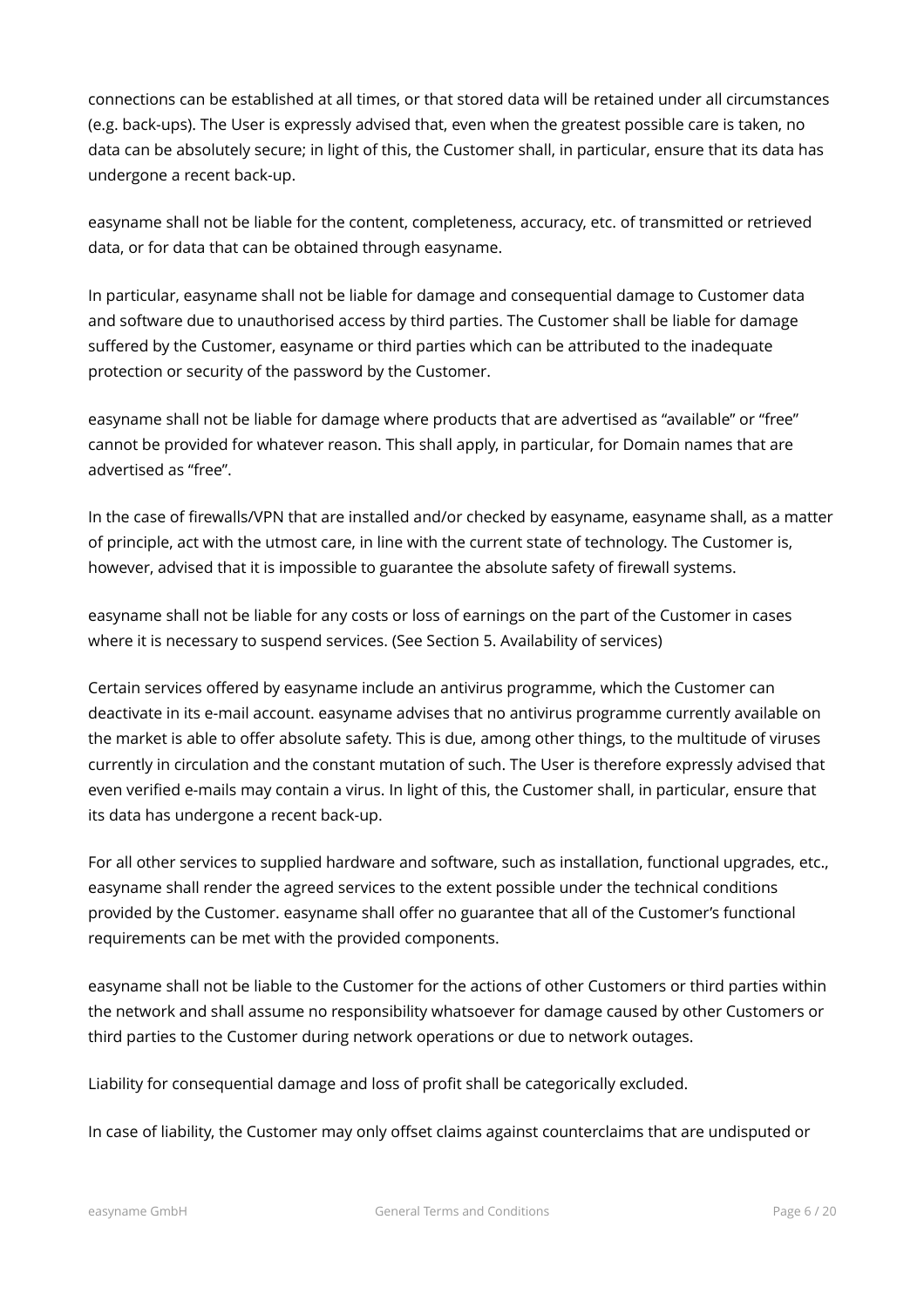connections can be established at all times, or that stored data will be retained under all circumstances (e.g. back-ups). The User is expressly advised that, even when the greatest possible care is taken, no data can be absolutely secure; in light of this, the Customer shall, in particular, ensure that its data has undergone a recent back-up.

easyname shall not be liable for the content, completeness, accuracy, etc. of transmitted or retrieved data, or for data that can be obtained through easyname.

In particular, easyname shall not be liable for damage and consequential damage to Customer data and software due to unauthorised access by third parties. The Customer shall be liable for damage suffered by the Customer, easyname or third parties which can be attributed to the inadequate protection or security of the password by the Customer.

easyname shall not be liable for damage where products that are advertised as "available" or "free" cannot be provided for whatever reason. This shall apply, in particular, for Domain names that are advertised as "free".

In the case of firewalls/VPN that are installed and/or checked by easyname, easyname shall, as a matter of principle, act with the utmost care, in line with the current state of technology. The Customer is, however, advised that it is impossible to guarantee the absolute safety of firewall systems.

easyname shall not be liable for any costs or loss of earnings on the part of the Customer in cases where it is necessary to suspend services. (See Section 5. Availability of services)

Certain services offered by easyname include an antivirus programme, which the Customer can deactivate in its e-mail account. easyname advises that no antivirus programme currently available on the market is able to offer absolute safety. This is due, among other things, to the multitude of viruses currently in circulation and the constant mutation of such. The User is therefore expressly advised that even verified e-mails may contain a virus. In light of this, the Customer shall, in particular, ensure that its data has undergone a recent back-up.

For all other services to supplied hardware and software, such as installation, functional upgrades, etc., easyname shall render the agreed services to the extent possible under the technical conditions provided by the Customer. easyname shall offer no guarantee that all of the Customer's functional requirements can be met with the provided components.

easyname shall not be liable to the Customer for the actions of other Customers or third parties within the network and shall assume no responsibility whatsoever for damage caused by other Customers or third parties to the Customer during network operations or due to network outages.

Liability for consequential damage and loss of profit shall be categorically excluded.

In case of liability, the Customer may only offset claims against counterclaims that are undisputed or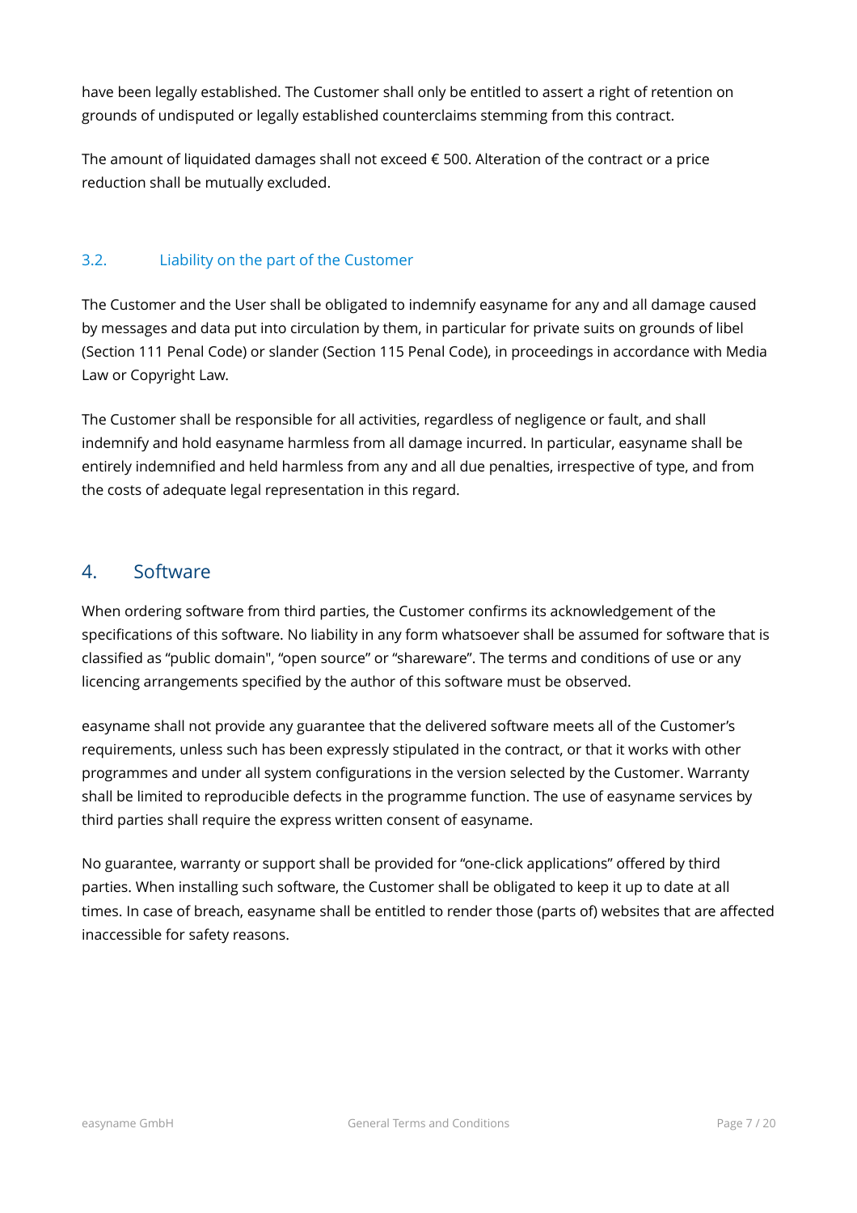have been legally established. The Customer shall only be entitled to assert a right of retention on grounds of undisputed or legally established counterclaims stemming from this contract.

The amount of liquidated damages shall not exceed € 500. Alteration of the contract or a price reduction shall be mutually excluded.

### 3.2. Liability on the part of the Customer

The Customer and the User shall be obligated to indemnify easyname for any and all damage caused by messages and data put into circulation by them, in particular for private suits on grounds of libel (Section 111 Penal Code) or slander (Section 115 Penal Code), in proceedings in accordance with Media Law or Copyright Law.

The Customer shall be responsible for all activities, regardless of negligence or fault, and shall indemnify and hold easyname harmless from all damage incurred. In particular, easyname shall be entirely indemnified and held harmless from any and all due penalties, irrespective of type, and from the costs of adequate legal representation in this regard.

## 4. Software

When ordering software from third parties, the Customer confirms its acknowledgement of the specifications of this software. No liability in any form whatsoever shall be assumed for software that is classified as "public domain", "open source" or "shareware". The terms and conditions of use or any licencing arrangements specified by the author of this software must be observed.

easyname shall not provide any guarantee that the delivered software meets all of the Customer's requirements, unless such has been expressly stipulated in the contract, or that it works with other programmes and under all system configurations in the version selected by the Customer. Warranty shall be limited to reproducible defects in the programme function. The use of easyname services by third parties shall require the express written consent of easyname.

No guarantee, warranty or support shall be provided for "one-click applications" offered by third parties. When installing such software, the Customer shall be obligated to keep it up to date at all times. In case of breach, easyname shall be entitled to render those (parts of) websites that are affected inaccessible for safety reasons.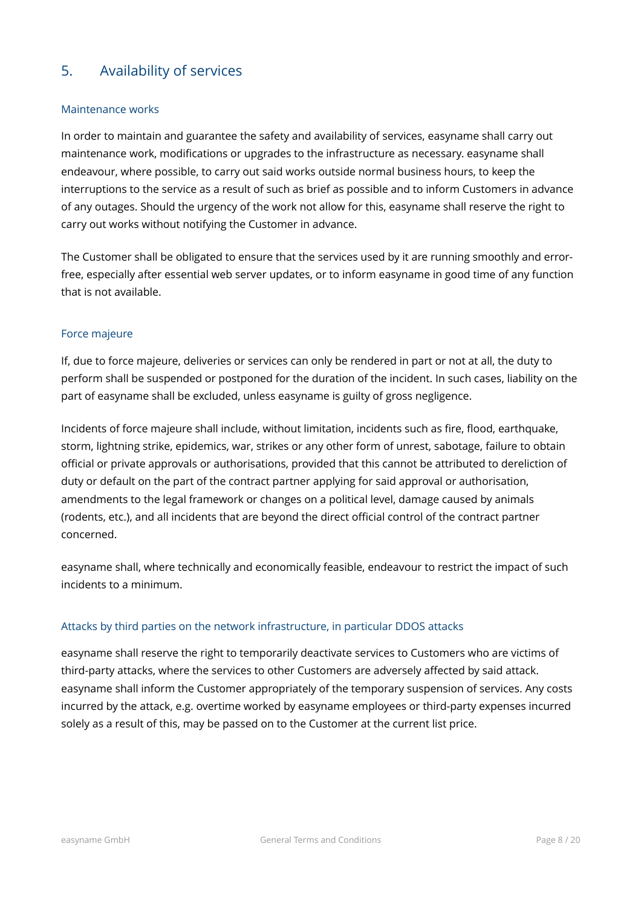## 5. Availability of services

### Maintenance works

In order to maintain and guarantee the safety and availability of services, easyname shall carry out maintenance work, modifications or upgrades to the infrastructure as necessary. easyname shall endeavour, where possible, to carry out said works outside normal business hours, to keep the interruptions to the service as a result of such as brief as possible and to inform Customers in advance of any outages. Should the urgency of the work not allow for this, easyname shall reserve the right to carry out works without notifying the Customer in advance.

The Customer shall be obligated to ensure that the services used by it are running smoothly and error-free, especially after essential web server updates, or to inform easyname in good time of any function that is not available.

### Force majeure

If, due to force majeure, deliveries or services can only be rendered in part or not at all, the duty to perform shall be suspended or postponed for the duration of the incident. In such cases, liability on the part of easyname shall be excluded, unless easyname is guilty of gross negligence.

Incidents of force majeure shall include, without limitation, incidents such as fire, flood, earthquake, storm, lightning strike, epidemics, war, strikes or any other form of unrest, sabotage, failure to obtain official or private approvals or authorisations, provided that this cannot be attributed to dereliction of duty or default on the part of the contract partner applying for said approval or authorisation, amendments to the legal framework or changes on a political level, damage caused by animals (rodents, etc.), and all incidents that are beyond the direct official control of the contract partner concerned.

easyname shall, where technically and economically feasible, endeavour to restrict the impact of such incidents to a minimum.

### Attacks by third parties on the network infrastructure, in particular DDOS attacks

easyname shall reserve the right to temporarily deactivate services to Customers who are victims of third-party attacks, where the services to other Customers are adversely affected by said attack. easyname shall inform the Customer appropriately of the temporary suspension of services. Any costs incurred by the attack, e.g. overtime worked by easyname employees or third-party expenses incurred solely as a result of this, may be passed on to the Customer at the current list price.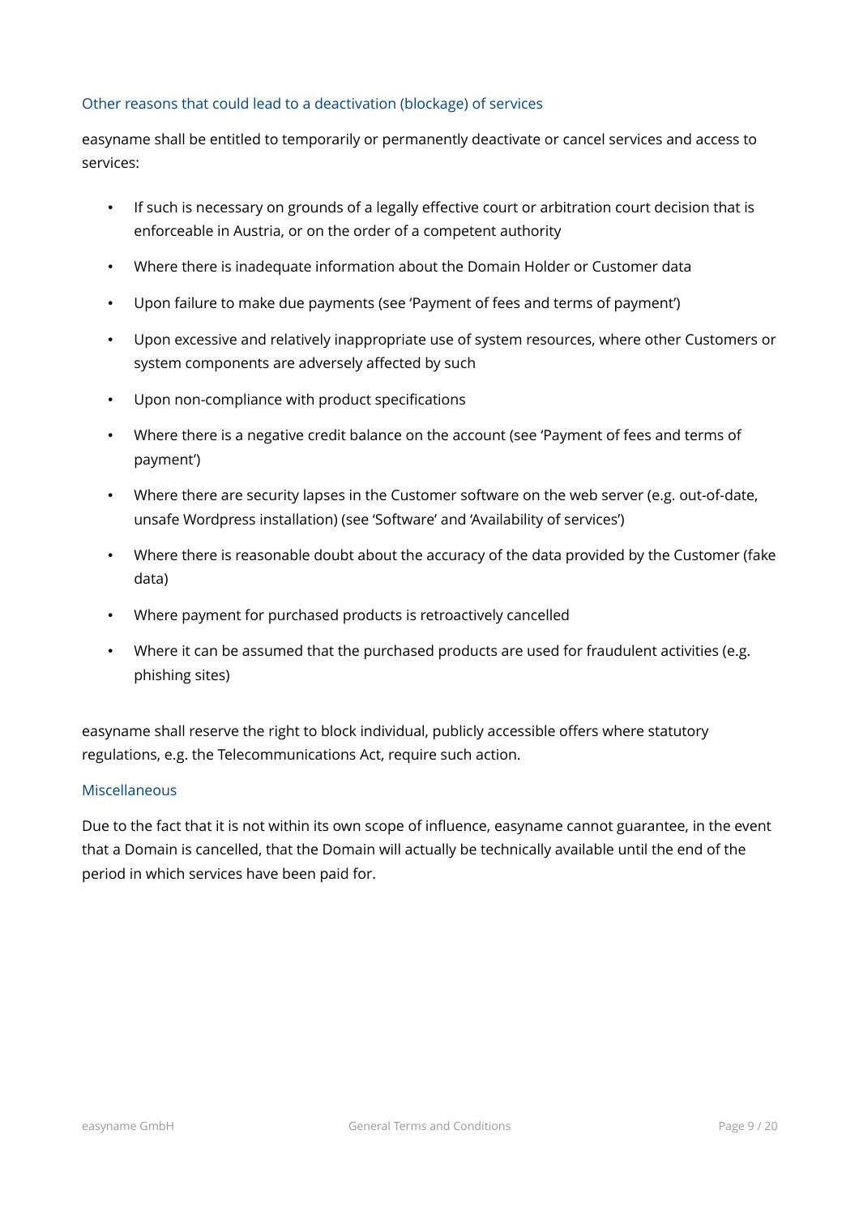### Other reasons that could lead to a deactivation (blockage) of services

easyname shall be entitled to temporarily or permanently deactivate or cancel services and access to services:

- If such is necessary on grounds of a legally effective court or arbitration court decision that is enforceable in Austria, or on the order of a competent authority
- Where there is inadequate information about the Domain Holder or Customer data
- Upon failure to make due payments (see 'Payment of fees and terms of payment')
- Upon excessive and relatively inappropriate use of system resources, where other Customers or system components are adversely affected by such
- Upon non-compliance with product specifications
- Where there is a negative credit balance on the account (see 'Payment of fees and terms of payment')
- Where there are security lapses in the Customer software on the web server (e.g. out-of-date, unsafe Wordpress installation) (see 'Software' and 'Availability of services')
- Where there is reasonable doubt about the accuracy of the data provided by the Customer (fake data)
- Where payment for purchased products is retroactively cancelled
- Where it can be assumed that the purchased products are used for fraudulent activities (e.g. phishing sites)

easyname shall reserve the right to block individual, publicly accessible offers where statutory regulations, e.g. the Telecommunications Act, require such action.

### Miscellaneous

Due to the fact that it is not within its own scope of influence, easyname cannot guarantee, in the event that a Domain is cancelled, that the Domain will actually be technically available until the end of the period in which services have been paid for.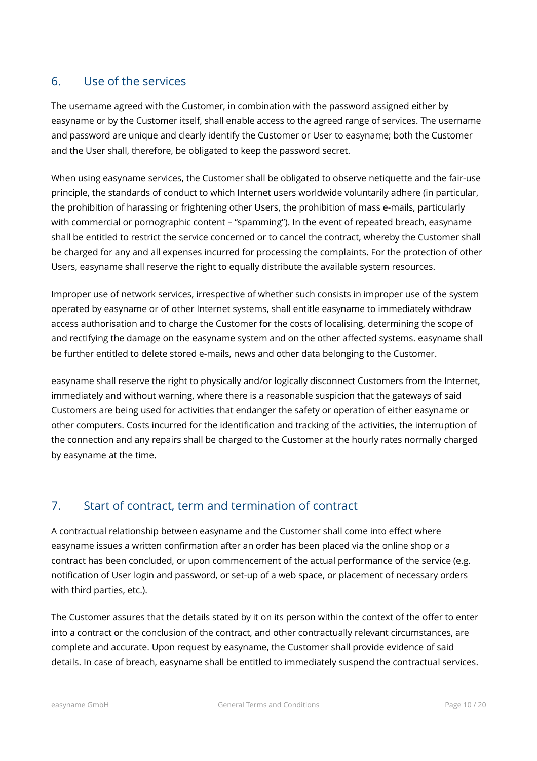## 6. Use of the services

The username agreed with the Customer, in combination with the password assigned either by easyname or by the Customer itself, shall enable access to the agreed range of services. The username and password are unique and clearly identify the Customer or User to easyname; both the Customer and the User shall, therefore, be obligated to keep the password secret.

When using easyname services, the Customer shall be obligated to observe netiquette and the fair-use principle, the standards of conduct to which Internet users worldwide voluntarily adhere (in particular, the prohibition of harassing or frightening other Users, the prohibition of mass e-mails, particularly with commercial or pornographic content – "spamming"). In the event of repeated breach, easyname shall be entitled to restrict the service concerned or to cancel the contract, whereby the Customer shall be charged for any and all expenses incurred for processing the complaints. For the protection of other Users, easyname shall reserve the right to equally distribute the available system resources.

Improper use of network services, irrespective of whether such consists in improper use of the system operated by easyname or of other Internet systems, shall entitle easyname to immediately withdraw access authorisation and to charge the Customer for the costs of localising, determining the scope of and rectifying the damage on the easyname system and on the other affected systems. easyname shall be further entitled to delete stored e-mails, news and other data belonging to the Customer.

easyname shall reserve the right to physically and/or logically disconnect Customers from the Internet, immediately and without warning, where there is a reasonable suspicion that the gateways of said Customers are being used for activities that endanger the safety or operation of either easyname or other computers. Costs incurred for the identification and tracking of the activities, the interruption of the connection and any repairs shall be charged to the Customer at the hourly rates normally charged by easyname at the time.

## 7. Start of contract, term and termination of contract

A contractual relationship between easyname and the Customer shall come into effect where easyname issues a written confirmation after an order has been placed via the online shop or a contract has been concluded, or upon commencement of the actual performance of the service (e.g. notification of User login and password, or set-up of a web space, or placement of necessary orders with third parties, etc.).

The Customer assures that the details stated by it on its person within the context of the offer to enter into a contract or the conclusion of the contract, and other contractually relevant circumstances, are complete and accurate. Upon request by easyname, the Customer shall provide evidence of said details. In case of breach, easyname shall be entitled to immediately suspend the contractual services.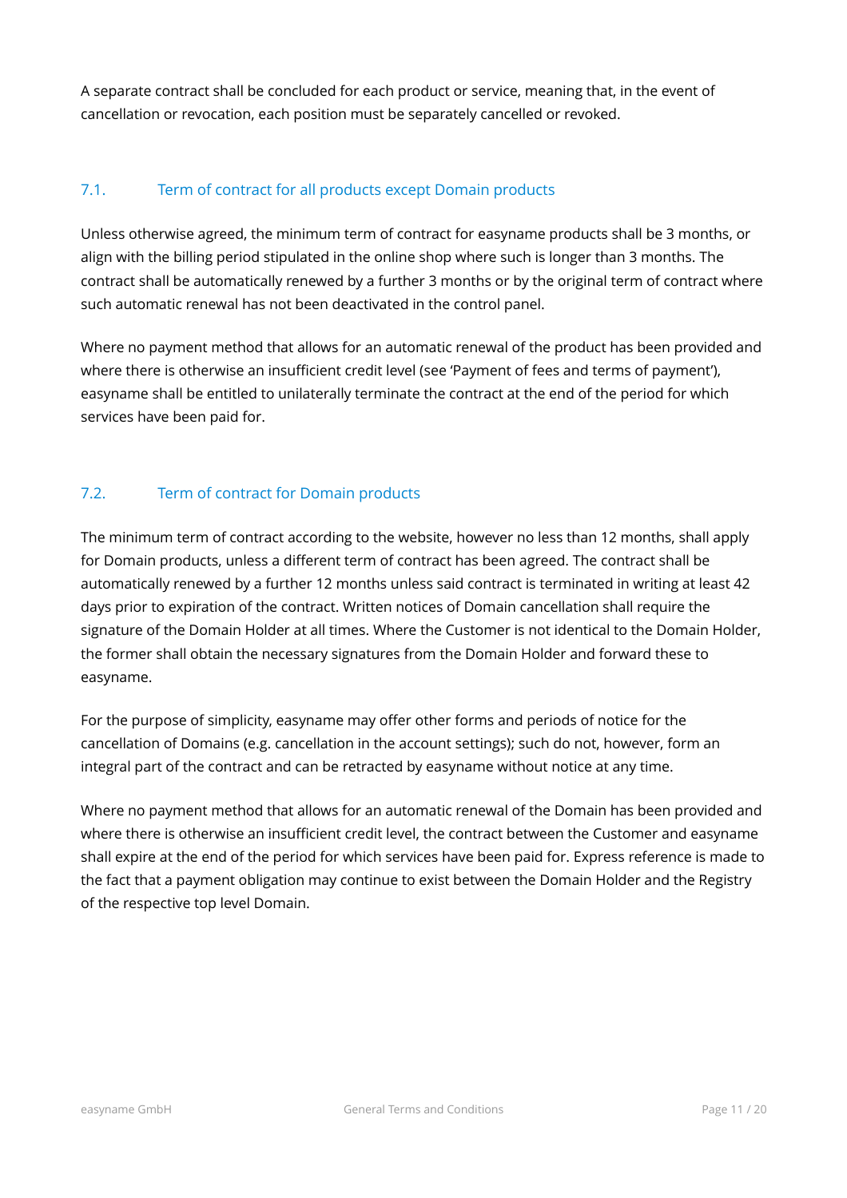A separate contract shall be concluded for each product or service, meaning that, in the event of cancellation or revocation, each position must be separately cancelled or revoked.

### 7.1. Term of contract for all products except Domain products

Unless otherwise agreed, the minimum term of contract for easyname products shall be 3 months, or align with the billing period stipulated in the online shop where such is longer than 3 months. The contract shall be automatically renewed by a further 3 months or by the original term of contract where such automatic renewal has not been deactivated in the control panel.

Where no payment method that allows for an automatic renewal of the product has been provided and where there is otherwise an insufficient credit level (see 'Payment of fees and terms of payment'), easyname shall be entitled to unilaterally terminate the contract at the end of the period for which services have been paid for.

### 7.2. Term of contract for Domain products

The minimum term of contract according to the website, however no less than 12 months, shall apply for Domain products, unless a different term of contract has been agreed. The contract shall be automatically renewed by a further 12 months unless said contract is terminated in writing at least 42 days prior to expiration of the contract. Written notices of Domain cancellation shall require the signature of the Domain Holder at all times. Where the Customer is not identical to the Domain Holder, the former shall obtain the necessary signatures from the Domain Holder and forward these to easyname.

For the purpose of simplicity, easyname may offer other forms and periods of notice for the cancellation of Domains (e.g. cancellation in the account settings); such do not, however, form an integral part of the contract and can be retracted by easyname without notice at any time.

Where no payment method that allows for an automatic renewal of the Domain has been provided and where there is otherwise an insufficient credit level, the contract between the Customer and easyname shall expire at the end of the period for which services have been paid for. Express reference is made to the fact that a payment obligation may continue to exist between the Domain Holder and the Registry of the respective top level Domain.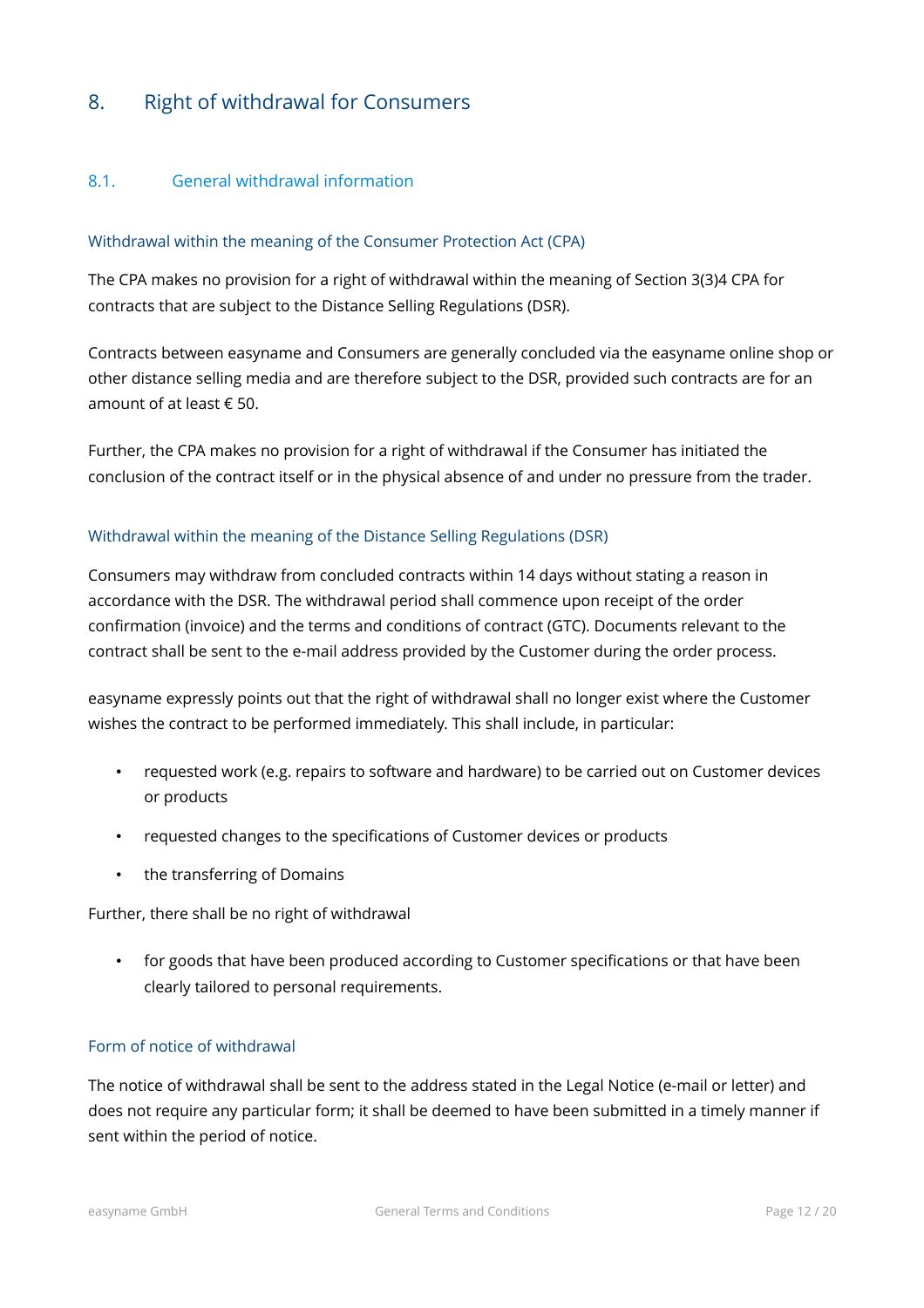# 8. Right of withdrawal for Consumers

## 8.1. General withdrawal information

### Withdrawal within the meaning of the Consumer Protection Act (CPA)

The CPA makes no provision for a right of withdrawal within the meaning of Section 3(3)4 CPA for contracts that are subject to the Distance Selling Regulations (DSR).

Contracts between easyname and Consumers are generally concluded via the easyname online shop or other distance selling media and are therefore subject to the DSR, provided such contracts are for an amount of at least € 50.

Further, the CPA makes no provision for a right of withdrawal if the Consumer has initiated the conclusion of the contract itself or in the physical absence of and under no pressure from the trader.

### Withdrawal within the meaning of the Distance Selling Regulations (DSR)

Consumers may withdraw from concluded contracts within 14 days without stating a reason in accordance with the DSR. The withdrawal period shall commence upon receipt of the order confirmation (invoice) and the terms and conditions of contract (GTC). Documents relevant to the contract shall be sent to the e-mail address provided by the Customer during the order process.

easyname expressly points out that the right of withdrawal shall no longer exist where the Customer wishes the contract to be performed immediately. This shall include, in particular:

- requested work (e.g. repairs to software and hardware) to be carried out on Customer devices or products
- requested changes to the specifications of Customer devices or products
- the transferring of Domains

Further, there shall be no right of withdrawal

- for goods that have been produced according to Customer specifications or that have been clearly tailored to personal requirements.

### Form of notice of withdrawal

The notice of withdrawal shall be sent to the address stated in the Legal Notice (e-mail or letter) and does not require any particular form; it shall be deemed to have been submitted in a timely manner if sent within the period of notice.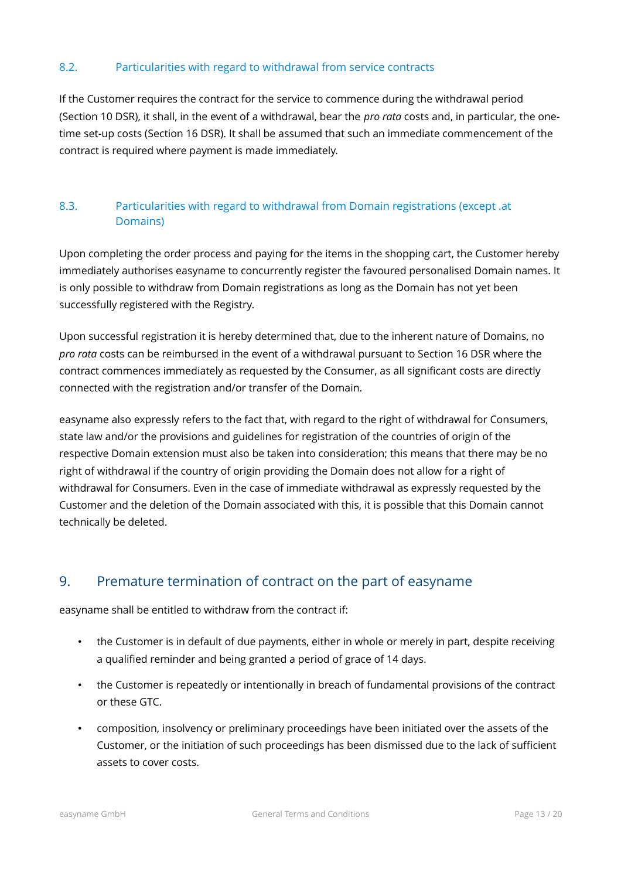### 8.2. Particularities with regard to withdrawal from service contracts

If the Customer requires the contract for the service to commence during the withdrawal period (Section 10 DSR), it shall, in the event of a withdrawal, bear the *pro rata* costs and, in particular, the one-time set-up costs (Section 16 DSR). It shall be assumed that such an immediate commencement of the contract is required where payment is made immediately.

### 8.3. Particularities with regard to withdrawal from Domain registrations (except .at Domains)

Upon completing the order process and paying for the items in the shopping cart, the Customer hereby immediately authorises easyname to concurrently register the favoured personalised Domain names. It is only possible to withdraw from Domain registrations as long as the Domain has not yet been successfully registered with the Registry.

Upon successful registration it is hereby determined that, due to the inherent nature of Domains, no *pro rata* costs can be reimbursed in the event of a withdrawal pursuant to Section 16 DSR where the contract commences immediately as requested by the Consumer, as all significant costs are directly connected with the registration and/or transfer of the Domain.

easyname also expressly refers to the fact that, with regard to the right of withdrawal for Consumers, state law and/or the provisions and guidelines for registration of the countries of origin of the respective Domain extension must also be taken into consideration; this means that there may be no right of withdrawal if the country of origin providing the Domain does not allow for a right of withdrawal for Consumers. Even in the case of immediate withdrawal as expressly requested by the Customer and the deletion of the Domain associated with this, it is possible that this Domain cannot technically be deleted.

## 9. Premature termination of contract on the part of easyname

easyname shall be entitled to withdraw from the contract if:

- the Customer is in default of due payments, either in whole or merely in part, despite receiving a qualified reminder and being granted a period of grace of 14 days.
- the Customer is repeatedly or intentionally in breach of fundamental provisions of the contract or these GTC.
- composition, insolvency or preliminary proceedings have been initiated over the assets of the Customer, or the initiation of such proceedings has been dismissed due to the lack of sufficient assets to cover costs.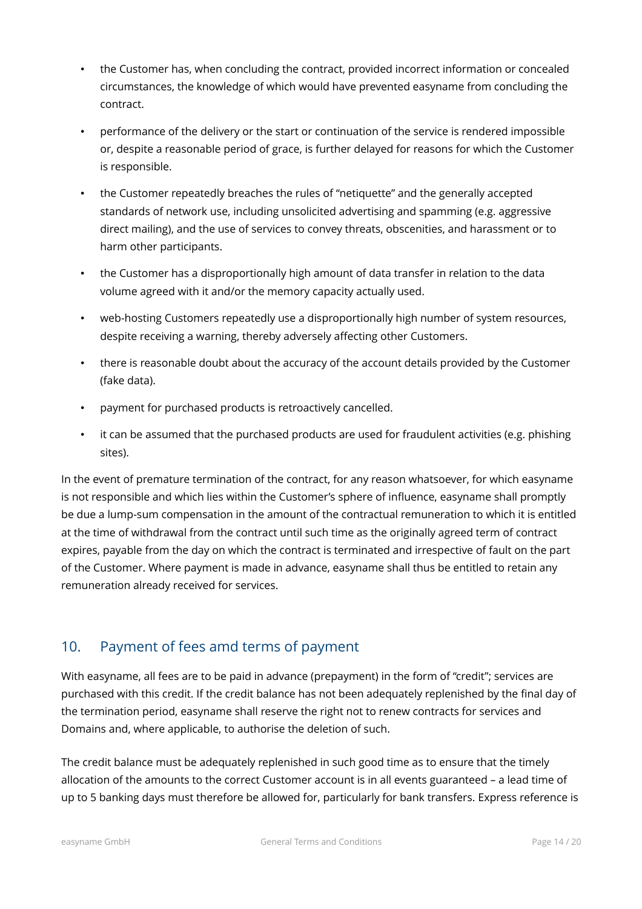- the Customer has, when concluding the contract, provided incorrect information or concealed circumstances, the knowledge of which would have prevented easyname from concluding the contract.
- performance of the delivery or the start or continuation of the service is rendered impossible or, despite a reasonable period of grace, is further delayed for reasons for which the Customer is responsible.
- the Customer repeatedly breaches the rules of "netiquette" and the generally accepted standards of network use, including unsolicited advertising and spamming (e.g. aggressive direct mailing), and the use of services to convey threats, obscenities, and harassment or to harm other participants.
- the Customer has a disproportionally high amount of data transfer in relation to the data volume agreed with it and/or the memory capacity actually used.
- web-hosting Customers repeatedly use a disproportionally high number of system resources, despite receiving a warning, thereby adversely affecting other Customers.
- there is reasonable doubt about the accuracy of the account details provided by the Customer (fake data).
- payment for purchased products is retroactively cancelled.
- it can be assumed that the purchased products are used for fraudulent activities (e.g. phishing sites).

In the event of premature termination of the contract, for any reason whatsoever, for which easyname is not responsible and which lies within the Customer's sphere of influence, easyname shall promptly be due a lump-sum compensation in the amount of the contractual remuneration to which it is entitled at the time of withdrawal from the contract until such time as the originally agreed term of contract expires, payable from the day on which the contract is terminated and irrespective of fault on the part of the Customer. Where payment is made in advance, easyname shall thus be entitled to retain any remuneration already received for services.

## 10. Payment of fees amd terms of payment

With easyname, all fees are to be paid in advance (prepayment) in the form of "credit"; services are purchased with this credit. If the credit balance has not been adequately replenished by the final day of the termination period, easyname shall reserve the right not to renew contracts for services and Domains and, where applicable, to authorise the deletion of such.

The credit balance must be adequately replenished in such good time as to ensure that the timely allocation of the amounts to the correct Customer account is in all events guaranteed – a lead time of up to 5 banking days must therefore be allowed for, particularly for bank transfers. Express reference is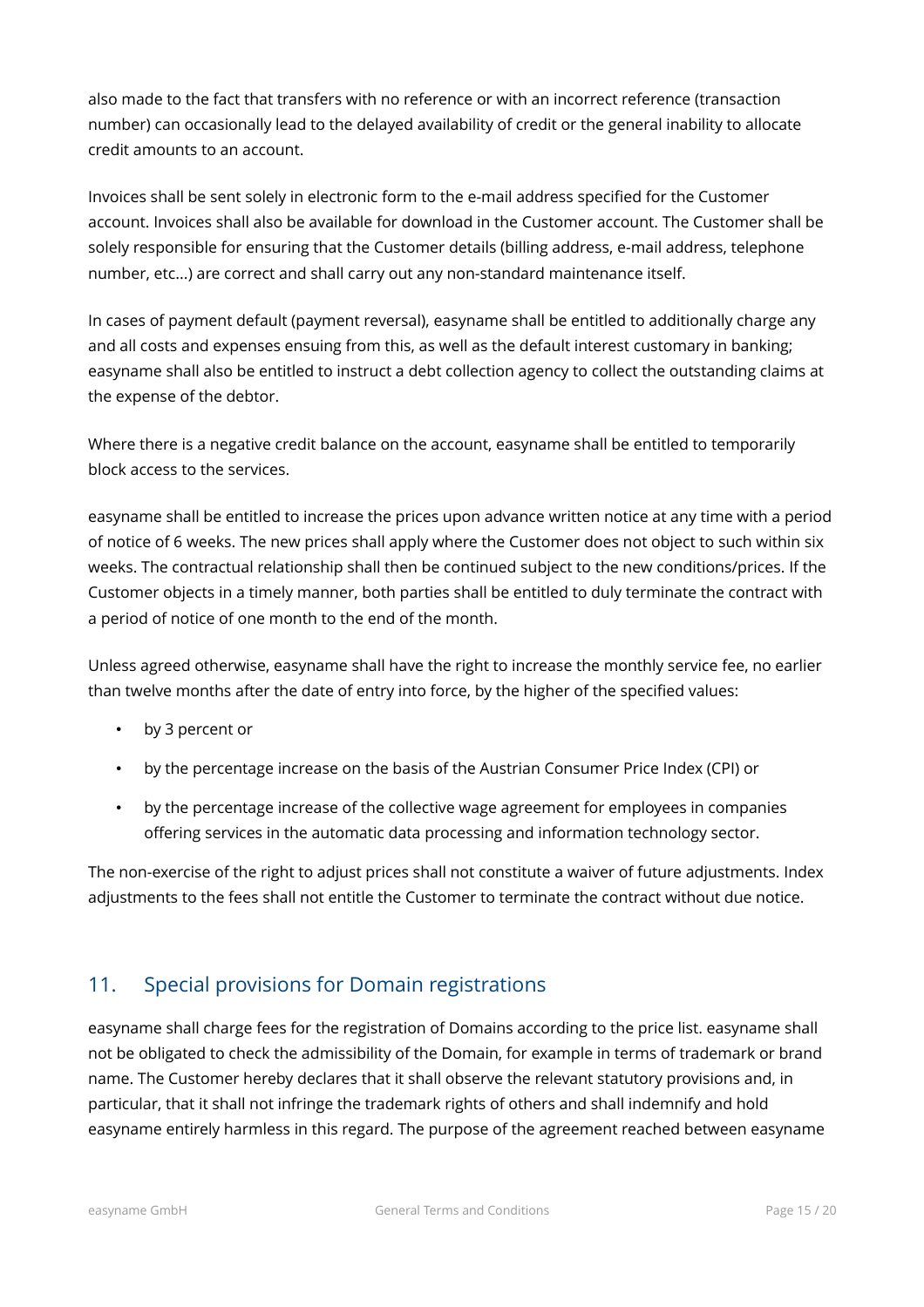also made to the fact that transfers with no reference or with an incorrect reference (transaction number) can occasionally lead to the delayed availability of credit or the general inability to allocate credit amounts to an account.

Invoices shall be sent solely in electronic form to the e-mail address specified for the Customer account. Invoices shall also be available for download in the Customer account. The Customer shall be solely responsible for ensuring that the Customer details (billing address, e-mail address, telephone number, etc...) are correct and shall carry out any non-standard maintenance itself.

In cases of payment default (payment reversal), easyname shall be entitled to additionally charge any and all costs and expenses ensuing from this, as well as the default interest customary in banking; easyname shall also be entitled to instruct a debt collection agency to collect the outstanding claims at the expense of the debtor.

Where there is a negative credit balance on the account, easyname shall be entitled to temporarily block access to the services.

easyname shall be entitled to increase the prices upon advance written notice at any time with a period of notice of 6 weeks. The new prices shall apply where the Customer does not object to such within six weeks. The contractual relationship shall then be continued subject to the new conditions/prices. If the Customer objects in a timely manner, both parties shall be entitled to duly terminate the contract with a period of notice of one month to the end of the month.

Unless agreed otherwise, easyname shall have the right to increase the monthly service fee, no earlier than twelve months after the date of entry into force, by the higher of the specified values:

- by 3 percent or
- by the percentage increase on the basis of the Austrian Consumer Price Index (CPI) or
- by the percentage increase of the collective wage agreement for employees in companies offering services in the automatic data processing and information technology sector.

The non-exercise of the right to adjust prices shall not constitute a waiver of future adjustments. Index adjustments to the fees shall not entitle the Customer to terminate the contract without due notice.

## 11. Special provisions for Domain registrations

easyname shall charge fees for the registration of Domains according to the price list. easyname shall not be obligated to check the admissibility of the Domain, for example in terms of trademark or brand name. The Customer hereby declares that it shall observe the relevant statutory provisions and, in particular, that it shall not infringe the trademark rights of others and shall indemnify and hold easyname entirely harmless in this regard. The purpose of the agreement reached between easyname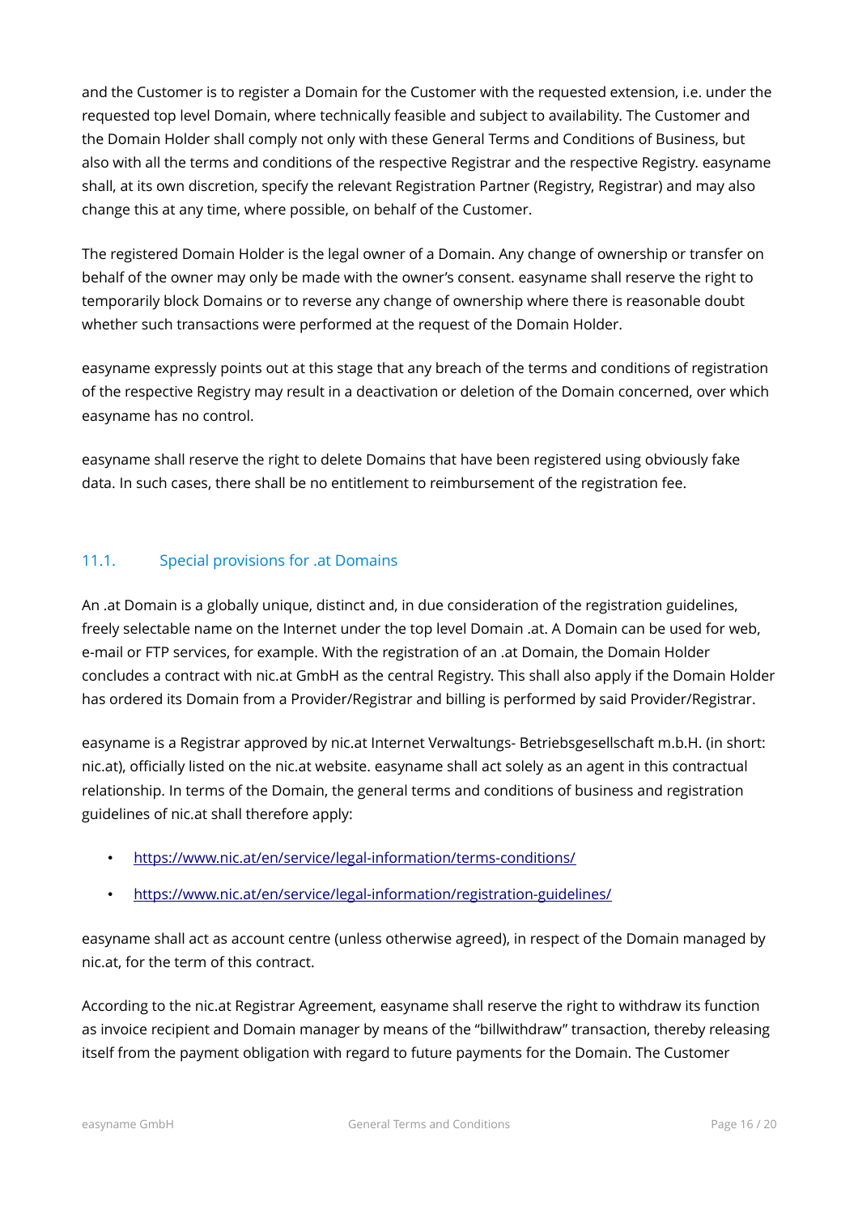and the Customer is to register a Domain for the Customer with the requested extension, i.e. under the requested top level Domain, where technically feasible and subject to availability. The Customer and the Domain Holder shall comply not only with these General Terms and Conditions of Business, but also with all the terms and conditions of the respective Registrar and the respective Registry. easyname shall, at its own discretion, specify the relevant Registration Partner (Registry, Registrar) and may also change this at any time, where possible, on behalf of the Customer.

The registered Domain Holder is the legal owner of a Domain. Any change of ownership or transfer on behalf of the owner may only be made with the owner's consent. easyname shall reserve the right to temporarily block Domains or to reverse any change of ownership where there is reasonable doubt whether such transactions were performed at the request of the Domain Holder.

easyname expressly points out at this stage that any breach of the terms and conditions of registration of the respective Registry may result in a deactivation or deletion of the Domain concerned, over which easyname has no control.

easyname shall reserve the right to delete Domains that have been registered using obviously fake data. In such cases, there shall be no entitlement to reimbursement of the registration fee.

### 11.1. Special provisions for .at Domains

An .at Domain is a globally unique, distinct and, in due consideration of the registration guidelines, freely selectable name on the Internet under the top level Domain .at. A Domain can be used for web, e-mail or FTP services, for example. With the registration of an .at Domain, the Domain Holder concludes a contract with nic.at GmbH as the central Registry. This shall also apply if the Domain Holder has ordered its Domain from a Provider/Registrar and billing is performed by said Provider/Registrar.

easyname is a Registrar approved by nic.at Internet Verwaltungs- Betriebsgesellschaft m.b.H. (in short: nic.at), officially listed on the nic.at website. easyname shall act solely as an agent in this contractual relationship. In terms of the Domain, the general terms and conditions of business and registration guidelines of nic.at shall therefore apply:

- https://www.nic.at/en/service/legal-information/terms-conditions/
- https://www.nic.at/en/service/legal-information/registration-guidelines/

easyname shall act as account centre (unless otherwise agreed), in respect of the Domain managed by nic.at, for the term of this contract.

According to the nic.at Registrar Agreement, easyname shall reserve the right to withdraw its function as invoice recipient and Domain manager by means of the "billwithdraw" transaction, thereby releasing itself from the payment obligation with regard to future payments for the Domain. The Customer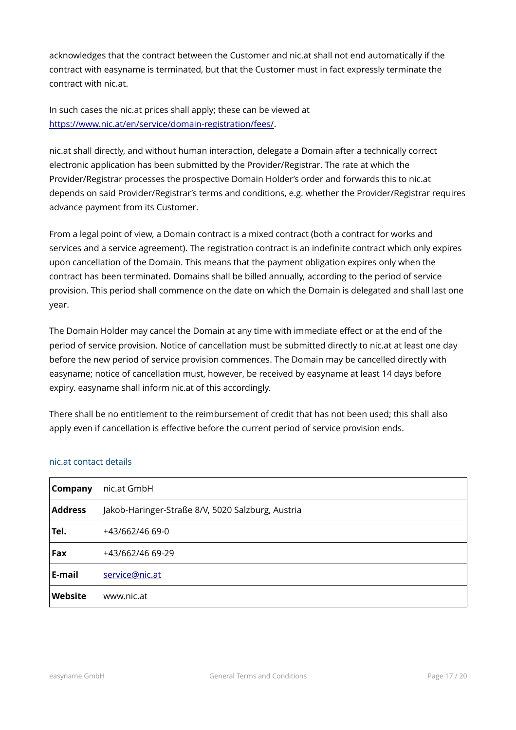acknowledges that the contract between the Customer and nic.at shall not end automatically if the contract with easyname is terminated, but that the Customer must in fact expressly terminate the contract with nic.at.

In such cases the nic.at prices shall apply; these can be viewed at https://www.nic.at/en/service/domain-registration/fees/.

nic.at shall directly, and without human interaction, delegate a Domain after a technically correct electronic application has been submitted by the Provider/Registrar. The rate at which the Provider/Registrar processes the prospective Domain Holder's order and forwards this to nic.at depends on said Provider/Registrar's terms and conditions, e.g. whether the Provider/Registrar requires advance payment from its Customer.

From a legal point of view, a Domain contract is a mixed contract (both a contract for works and services and a service agreement). The registration contract is an indefinite contract which only expires upon cancellation of the Domain. This means that the payment obligation expires only when the contract has been terminated. Domains shall be billed annually, according to the period of service provision. This period shall commence on the date on which the Domain is delegated and shall last one year.

The Domain Holder may cancel the Domain at any time with immediate effect or at the end of the period of service provision. Notice of cancellation must be submitted directly to nic.at at least one day before the new period of service provision commences. The Domain may be cancelled directly with easyname; notice of cancellation must, however, be received by easyname at least 14 days before expiry. easyname shall inform nic.at of this accordingly.

There shall be no entitlement to the reimbursement of credit that has not been used; this shall also apply even if cancellation is effective before the current period of service provision ends.

### nic.at contact details

| | |
|---|---|
| **Company** | nic.at GmbH |
| **Address** | Jakob-Haringer-Straße 8/V, 5020 Salzburg, Austria |
| **Tel.** | +43/662/46 69-0 |
| **Fax** | +43/662/46 69-29 |
| **E-mail** | service@nic.at |
| **Website** | www.nic.at |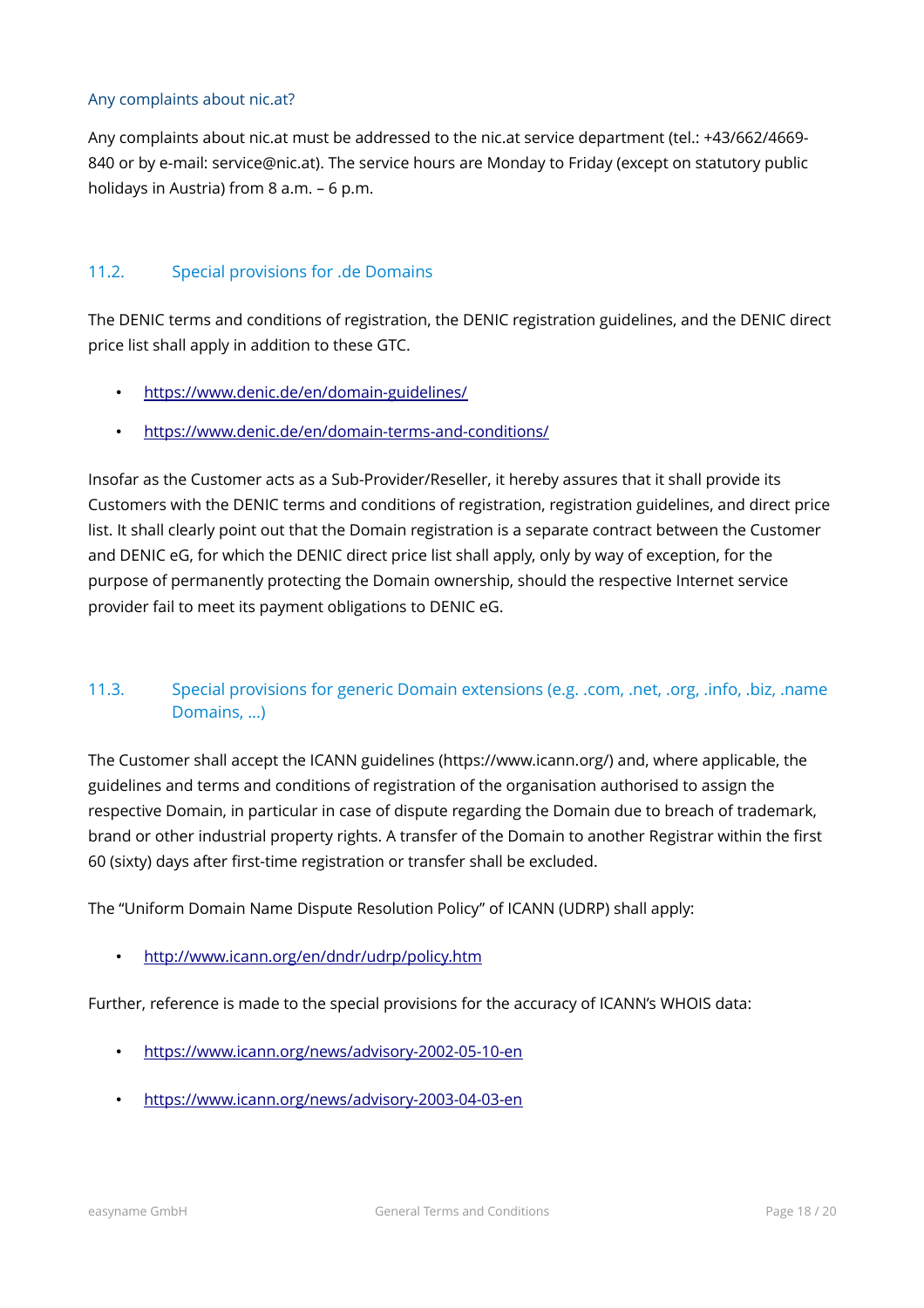### Any complaints about nic.at?

Any complaints about nic.at must be addressed to the nic.at service department (tel.: +43/662/4669-840 or by e-mail: service@nic.at). The service hours are Monday to Friday (except on statutory public holidays in Austria) from 8 a.m. – 6 p.m.

## 11.2. Special provisions for .de Domains

The DENIC terms and conditions of registration, the DENIC registration guidelines, and the DENIC direct price list shall apply in addition to these GTC.

- [https://www.denic.de/en/domain-guidelines/](https://www.denic.de/en/domain-guidelines/)
- [https://www.denic.de/en/domain-terms-and-conditions/](https://www.denic.de/en/domain-terms-and-conditions/)

Insofar as the Customer acts as a Sub-Provider/Reseller, it hereby assures that it shall provide its Customers with the DENIC terms and conditions of registration, registration guidelines, and direct price list. It shall clearly point out that the Domain registration is a separate contract between the Customer and DENIC eG, for which the DENIC direct price list shall apply, only by way of exception, for the purpose of permanently protecting the Domain ownership, should the respective Internet service provider fail to meet its payment obligations to DENIC eG.

## 11.3. Special provisions for generic Domain extensions (e.g. .com, .net, .org, .info, .biz, .name Domains, …)

The Customer shall accept the ICANN guidelines (https://www.icann.org/) and, where applicable, the guidelines and terms and conditions of registration of the organisation authorised to assign the respective Domain, in particular in case of dispute regarding the Domain due to breach of trademark, brand or other industrial property rights. A transfer of the Domain to another Registrar within the first 60 (sixty) days after first-time registration or transfer shall be excluded.

The "Uniform Domain Name Dispute Resolution Policy" of ICANN (UDRP) shall apply:

- [http://www.icann.org/en/dndr/udrp/policy.htm](http://www.icann.org/en/dndr/udrp/policy.htm)

Further, reference is made to the special provisions for the accuracy of ICANN's WHOIS data:

- [https://www.icann.org/news/advisory-2002-05-10-en](https://www.icann.org/news/advisory-2002-05-10-en)
- [https://www.icann.org/news/advisory-2003-04-03-en](https://www.icann.org/news/advisory-2003-04-03-en)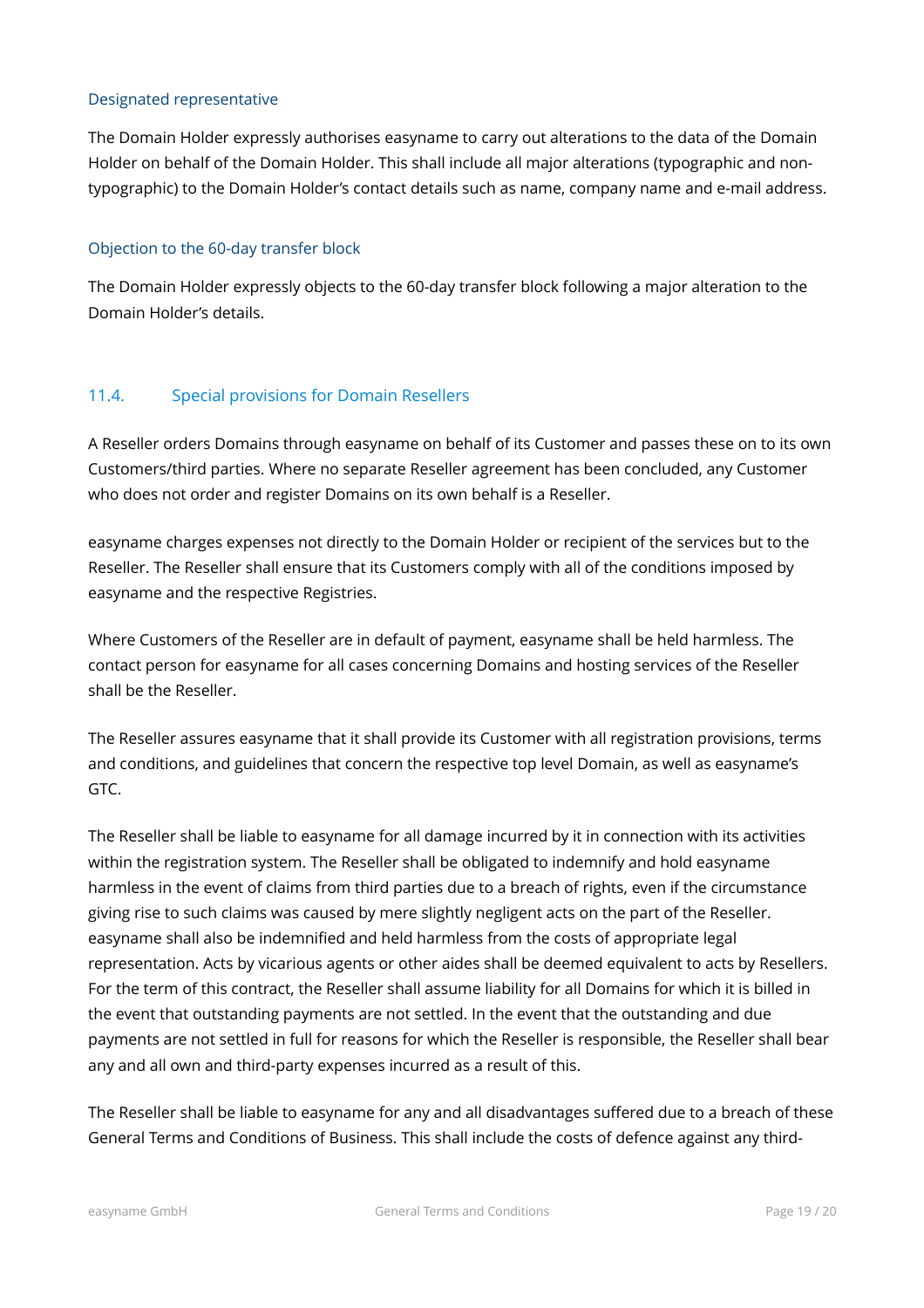#### Designated representative

The Domain Holder expressly authorises easyname to carry out alterations to the data of the Domain Holder on behalf of the Domain Holder. This shall include all major alterations (typographic and non-typographic) to the Domain Holder's contact details such as name, company name and e-mail address.

#### Objection to the 60-day transfer block

The Domain Holder expressly objects to the 60-day transfer block following a major alteration to the Domain Holder's details.

### 11.4. Special provisions for Domain Resellers

A Reseller orders Domains through easyname on behalf of its Customer and passes these on to its own Customers/third parties. Where no separate Reseller agreement has been concluded, any Customer who does not order and register Domains on its own behalf is a Reseller.

easyname charges expenses not directly to the Domain Holder or recipient of the services but to the Reseller. The Reseller shall ensure that its Customers comply with all of the conditions imposed by easyname and the respective Registries.

Where Customers of the Reseller are in default of payment, easyname shall be held harmless. The contact person for easyname for all cases concerning Domains and hosting services of the Reseller shall be the Reseller.

The Reseller assures easyname that it shall provide its Customer with all registration provisions, terms and conditions, and guidelines that concern the respective top level Domain, as well as easyname's GTC.

The Reseller shall be liable to easyname for all damage incurred by it in connection with its activities within the registration system. The Reseller shall be obligated to indemnify and hold easyname harmless in the event of claims from third parties due to a breach of rights, even if the circumstance giving rise to such claims was caused by mere slightly negligent acts on the part of the Reseller. easyname shall also be indemnified and held harmless from the costs of appropriate legal representation. Acts by vicarious agents or other aides shall be deemed equivalent to acts by Resellers. For the term of this contract, the Reseller shall assume liability for all Domains for which it is billed in the event that outstanding payments are not settled. In the event that the outstanding and due payments are not settled in full for reasons for which the Reseller is responsible, the Reseller shall bear any and all own and third-party expenses incurred as a result of this.

The Reseller shall be liable to easyname for any and all disadvantages suffered due to a breach of these General Terms and Conditions of Business. This shall include the costs of defence against any third-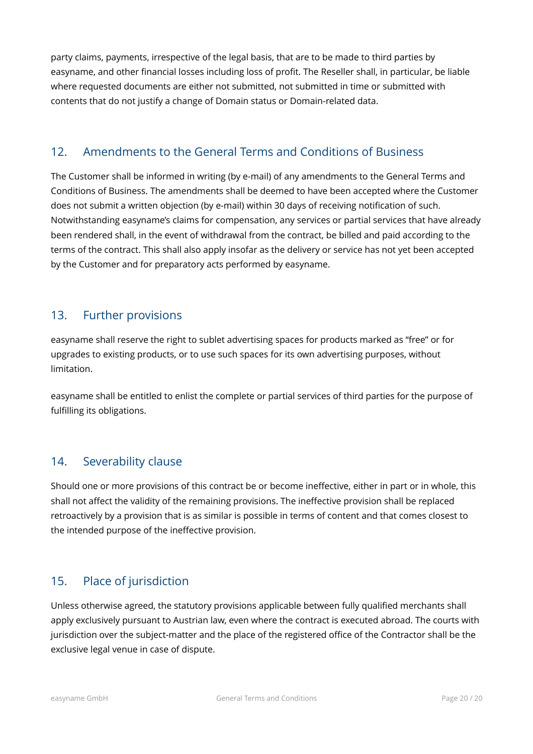party claims, payments, irrespective of the legal basis, that are to be made to third parties by easyname, and other financial losses including loss of profit. The Reseller shall, in particular, be liable where requested documents are either not submitted, not submitted in time or submitted with contents that do not justify a change of Domain status or Domain-related data.

## 12. Amendments to the General Terms and Conditions of Business

The Customer shall be informed in writing (by e-mail) of any amendments to the General Terms and Conditions of Business. The amendments shall be deemed to have been accepted where the Customer does not submit a written objection (by e-mail) within 30 days of receiving notification of such. Notwithstanding easyname's claims for compensation, any services or partial services that have already been rendered shall, in the event of withdrawal from the contract, be billed and paid according to the terms of the contract. This shall also apply insofar as the delivery or service has not yet been accepted by the Customer and for preparatory acts performed by easyname.

## 13. Further provisions

easyname shall reserve the right to sublet advertising spaces for products marked as "free" or for upgrades to existing products, or to use such spaces for its own advertising purposes, without limitation.

easyname shall be entitled to enlist the complete or partial services of third parties for the purpose of fulfilling its obligations.

## 14. Severability clause

Should one or more provisions of this contract be or become ineffective, either in part or in whole, this shall not affect the validity of the remaining provisions. The ineffective provision shall be replaced retroactively by a provision that is as similar is possible in terms of content and that comes closest to the intended purpose of the ineffective provision.

## 15. Place of jurisdiction

Unless otherwise agreed, the statutory provisions applicable between fully qualified merchants shall apply exclusively pursuant to Austrian law, even where the contract is executed abroad. The courts with jurisdiction over the subject-matter and the place of the registered office of the Contractor shall be the exclusive legal venue in case of dispute.